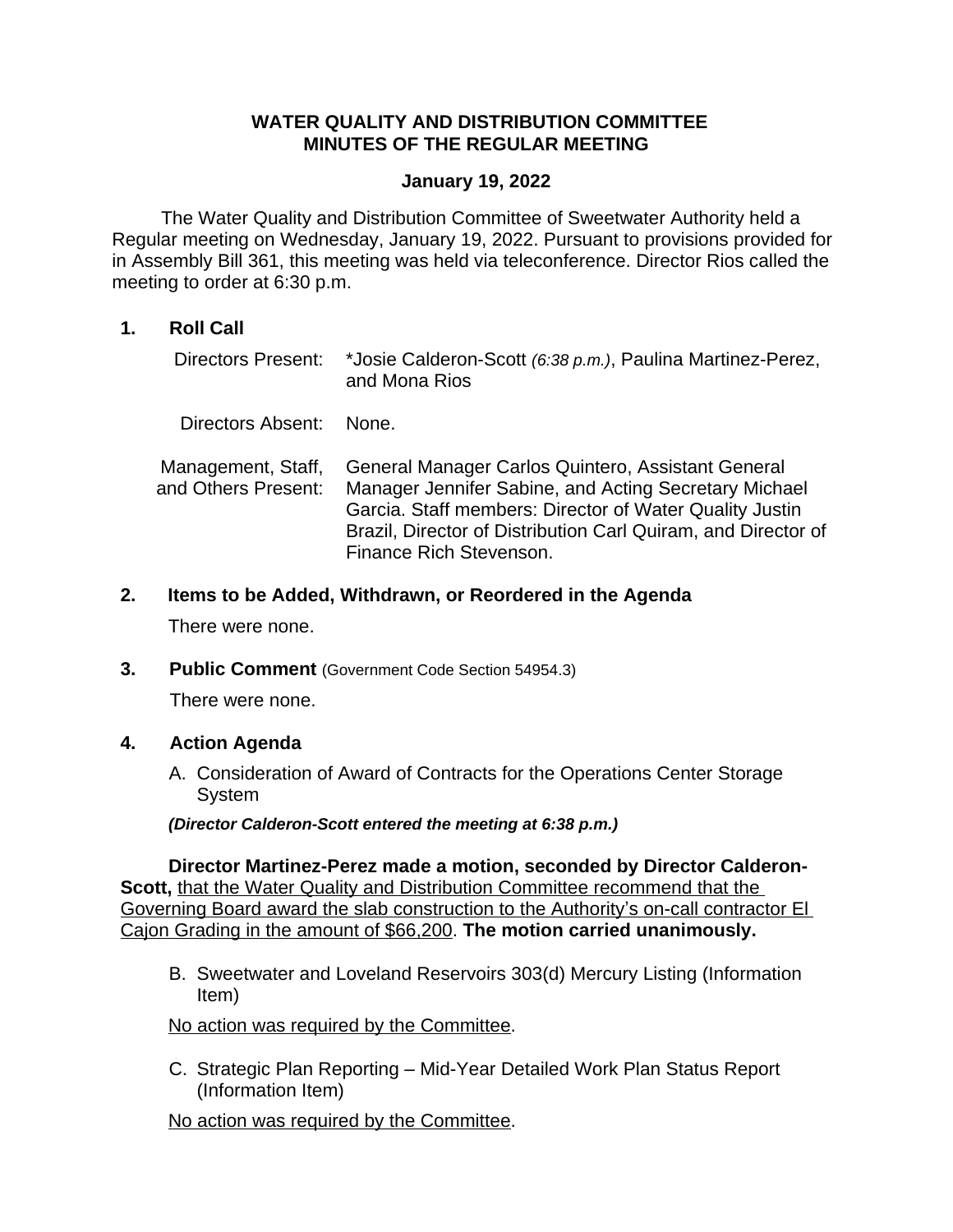# WATER QUALITY AND DISTRIBUTION COMMITTEE
# MINUTES OF THE REGULAR MEETING

## January 19, 2022

The Water Quality and Distribution Committee of Sweetwater Authority held a Regular meeting on Wednesday, January 19, 2022. Pursuant to provisions provided for in Assembly Bill 361, this meeting was held via teleconference. Director Rios called the meeting to order at 6:30 p.m.

### 1. Roll Call

Directors Present: *Josie Calderon-Scott *(6:38 p.m.)*, Paulina Martinez-Perez, and Mona Rios

Directors Absent: None.

Management, Staff, and Others Present: General Manager Carlos Quintero, Assistant General Manager Jennifer Sabine, and Acting Secretary Michael Garcia. Staff members: Director of Water Quality Justin Brazil, Director of Distribution Carl Quiram, and Director of Finance Rich Stevenson.

### 2. Items to be Added, Withdrawn, or Reordered in the Agenda

There were none.

### 3. Public Comment (Government Code Section 54954.3)

There were none.

### 4. Action Agenda

A. Consideration of Award of Contracts for the Operations Center Storage System

***(Director Calderon-Scott entered the meeting at 6:38 p.m.)***

**Director Martinez-Perez made a motion, seconded by Director Calderon-Scott,** that the Water Quality and Distribution Committee recommend that the Governing Board award the slab construction to the Authority's on-call contractor El Cajon Grading in the amount of $66,200. **The motion carried unanimously.**

B. Sweetwater and Loveland Reservoirs 303(d) Mercury Listing (Information Item)

No action was required by the Committee.

C. Strategic Plan Reporting – Mid-Year Detailed Work Plan Status Report (Information Item)

No action was required by the Committee.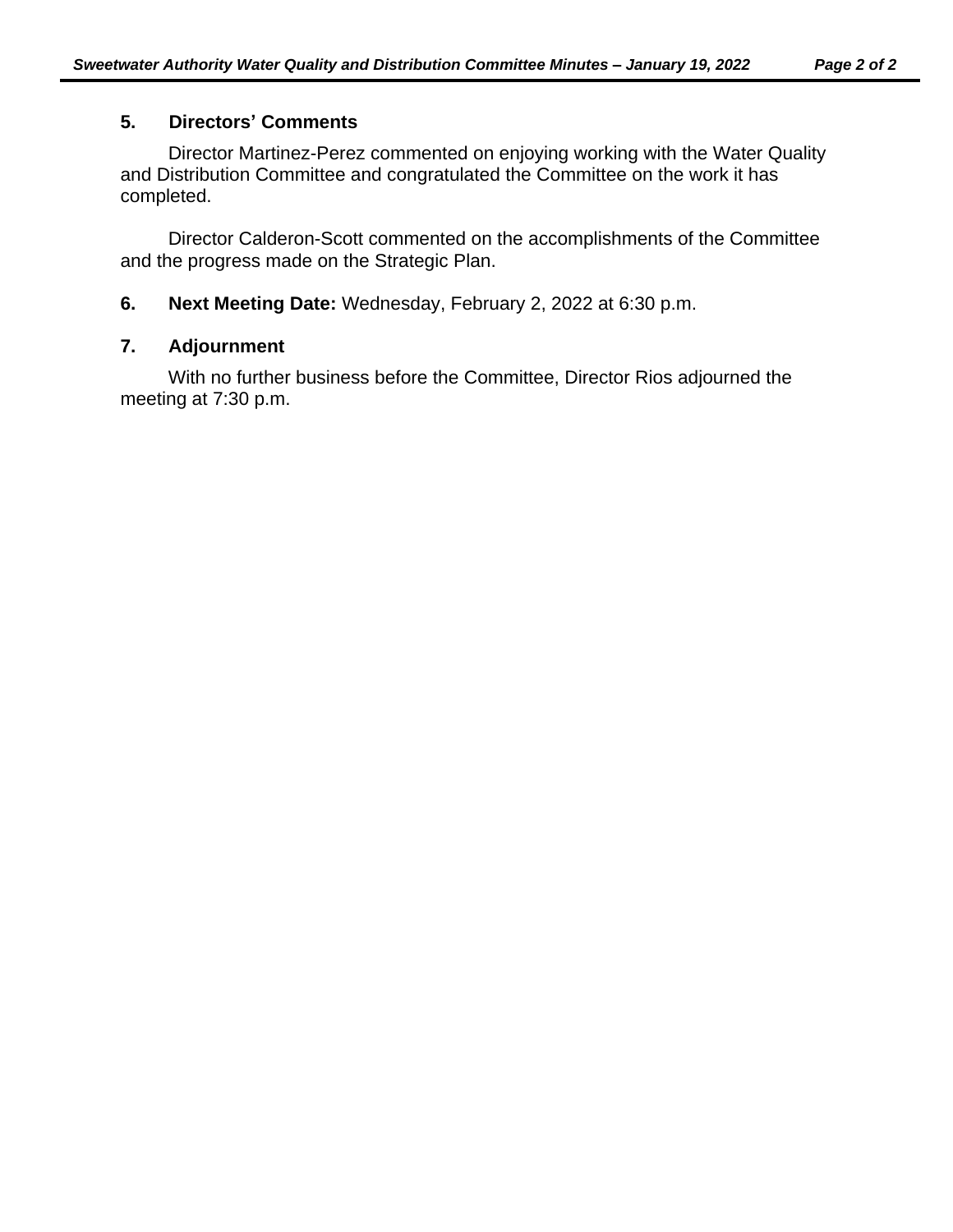## 5. Directors' Comments

Director Martinez-Perez commented on enjoying working with the Water Quality and Distribution Committee and congratulated the Committee on the work it has completed.

Director Calderon-Scott commented on the accomplishments of the Committee and the progress made on the Strategic Plan.

## 6. Next Meeting Date: Wednesday, February 2, 2022 at 6:30 p.m.

## 7. Adjournment

With no further business before the Committee, Director Rios adjourned the meeting at 7:30 p.m.